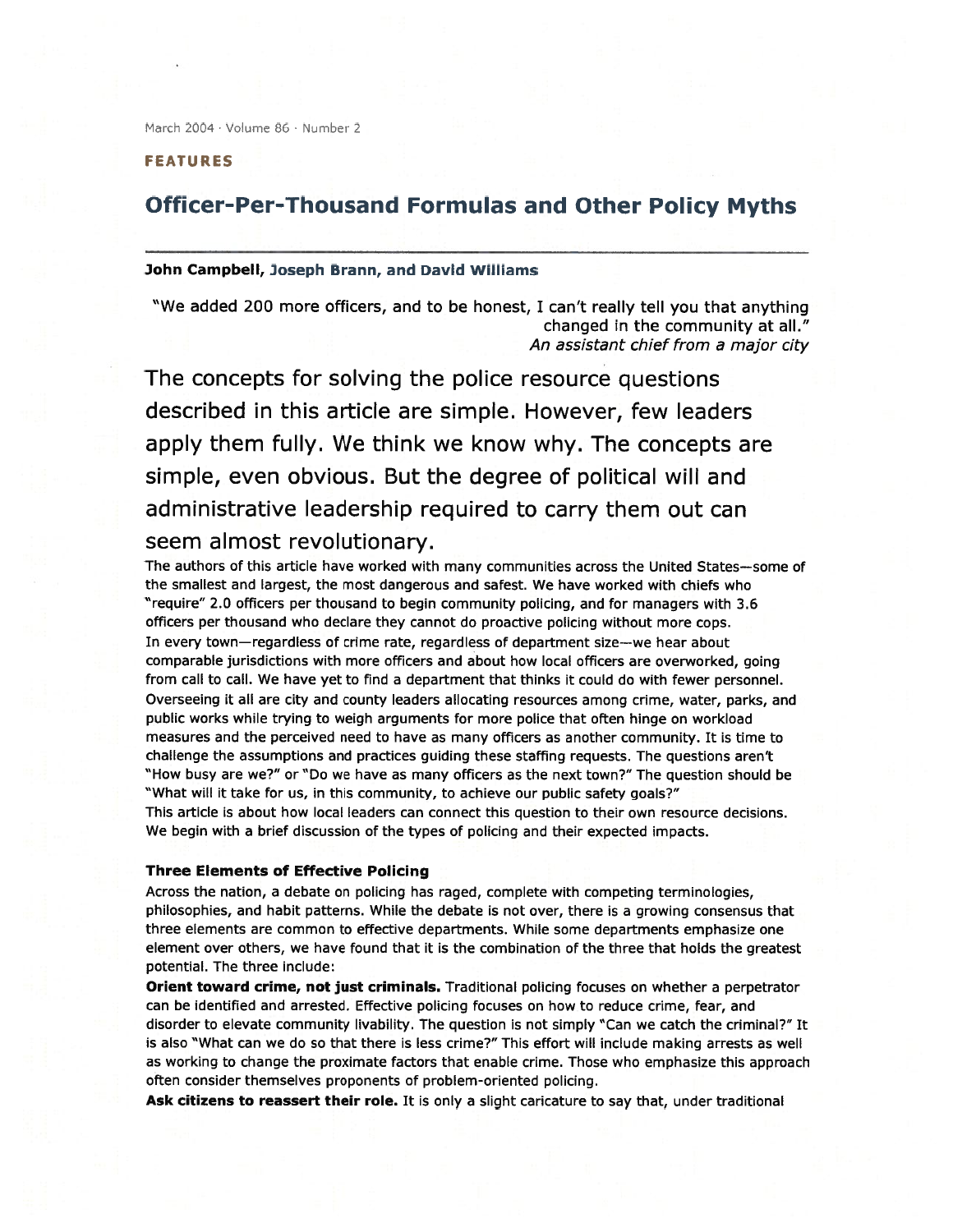March 2004 · Volume 86 · Number 2

**FEATURES**

# Officer-Per-Thousand Formulas and Other Policy Myths

**John Campbell, Joseph Brann, and David Williams**

"We added 200 more officers, and to be honest, I can't really tell you that anything changed in the community at all."
*An assistant chief from a major city*

## The concepts for solving the police resource questions described in this article are simple. However, few leaders apply them fully. We think we know why. The concepts are simple, even obvious. But the degree of political will and administrative leadership required to carry them out can seem almost revolutionary.

The authors of this article have worked with many communities across the United States—some of the smallest and largest, the most dangerous and safest. We have worked with chiefs who "require" 2.0 officers per thousand to begin community policing, and for managers with 3.6 officers per thousand who declare they cannot do proactive policing without more cops.

In every town—regardless of crime rate, regardless of department size—we hear about comparable jurisdictions with more officers and about how local officers are overworked, going from call to call. We have yet to find a department that thinks it could do with fewer personnel. Overseeing it all are city and county leaders allocating resources among crime, water, parks, and public works while trying to weigh arguments for more police that often hinge on workload measures and the perceived need to have as many officers as another community. It is time to challenge the assumptions and practices guiding these staffing requests. The questions aren't "How busy are we?" or "Do we have as many officers as the next town?" The question should be "What will it take for us, in this community, to achieve our public safety goals?"

This article is about how local leaders can connect this question to their own resource decisions. We begin with a brief discussion of the types of policing and their expected impacts.

### Three Elements of Effective Policing

Across the nation, a debate on policing has raged, complete with competing terminologies, philosophies, and habit patterns. While the debate is not over, there is a growing consensus that three elements are common to effective departments. While some departments emphasize one element over others, we have found that it is the combination of the three that holds the greatest potential. The three include:

**Orient toward crime, not just criminals.** Traditional policing focuses on whether a perpetrator can be identified and arrested. Effective policing focuses on how to reduce crime, fear, and disorder to elevate community livability. The question is not simply "Can we catch the criminal?" It is also "What can we do so that there is less crime?" This effort will include making arrests as well as working to change the proximate factors that enable crime. Those who emphasize this approach often consider themselves proponents of problem-oriented policing.

**Ask citizens to reassert their role.** It is only a slight caricature to say that, under traditional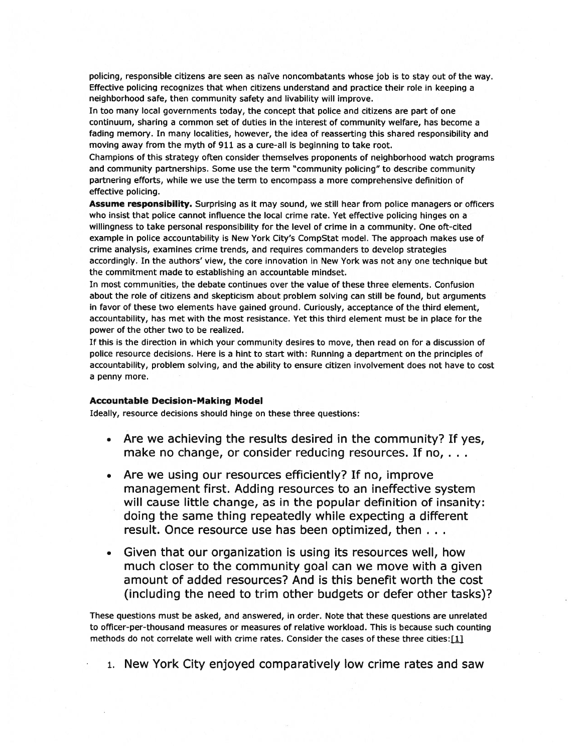policing, responsible citizens are seen as naïve noncombatants whose job is to stay out of the way. Effective policing recognizes that when citizens understand and practice their role in keeping a neighborhood safe, then community safety and livability will improve.

In too many local governments today, the concept that police and citizens are part of one continuum, sharing a common set of duties in the interest of community welfare, has become a fading memory. In many localities, however, the idea of reasserting this shared responsibility and moving away from the myth of 911 as a cure-all is beginning to take root.

Champions of this strategy often consider themselves proponents of neighborhood watch programs and community partnerships. Some use the term "community policing" to describe community partnering efforts, while we use the term to encompass a more comprehensive definition of effective policing.

**Assume responsibility.** Surprising as it may sound, we still hear from police managers or officers who insist that police cannot influence the local crime rate. Yet effective policing hinges on a willingness to take personal responsibility for the level of crime in a community. One oft-cited example in police accountability is New York City's CompStat model. The approach makes use of crime analysis, examines crime trends, and requires commanders to develop strategies accordingly. In the authors' view, the core innovation in New York was not any one technique but the commitment made to establishing an accountable mindset.

In most communities, the debate continues over the value of these three elements. Confusion about the role of citizens and skepticism about problem solving can still be found, but arguments in favor of these two elements have gained ground. Curiously, acceptance of the third element, accountability, has met with the most resistance. Yet this third element must be in place for the power of the other two to be realized.

If this is the direction in which your community desires to move, then read on for a discussion of police resource decisions. Here is a hint to start with: Running a department on the principles of accountability, problem solving, and the ability to ensure citizen involvement does not have to cost a penny more.

#### Accountable Decision-Making Model

Ideally, resource decisions should hinge on these three questions:

- Are we achieving the results desired in the community? If yes, make no change, or consider reducing resources. If no, . . .
- Are we using our resources efficiently? If no, improve management first. Adding resources to an ineffective system will cause little change, as in the popular definition of insanity: doing the same thing repeatedly while expecting a different result. Once resource use has been optimized, then . . .
- Given that our organization is using its resources well, how much closer to the community goal can we move with a given amount of added resources? And is this benefit worth the cost (including the need to trim other budgets or defer other tasks)?

These questions must be asked, and answered, in order. Note that these questions are unrelated to officer-per-thousand measures or measures of relative workload. This is because such counting methods do not correlate well with crime rates. Consider the cases of these three cities:[1]

1. New York City enjoyed comparatively low crime rates and saw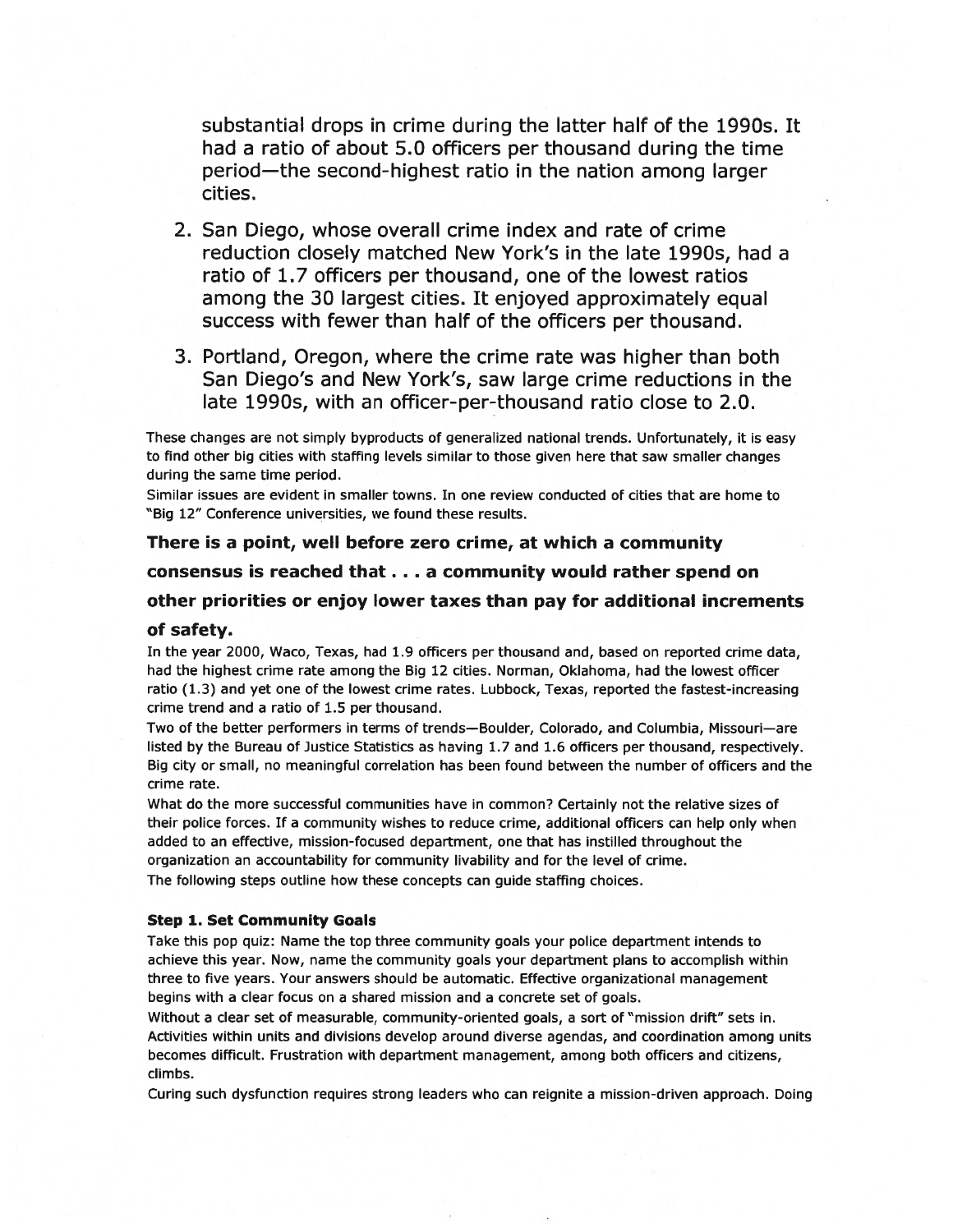substantial drops in crime during the latter half of the 1990s. It had a ratio of about 5.0 officers per thousand during the time period—the second-highest ratio in the nation among larger cities.

2. San Diego, whose overall crime index and rate of crime reduction closely matched New York's in the late 1990s, had a ratio of 1.7 officers per thousand, one of the lowest ratios among the 30 largest cities. It enjoyed approximately equal success with fewer than half of the officers per thousand.

3. Portland, Oregon, where the crime rate was higher than both San Diego's and New York's, saw large crime reductions in the late 1990s, with an officer-per-thousand ratio close to 2.0.

These changes are not simply byproducts of generalized national trends. Unfortunately, it is easy to find other big cities with staffing levels similar to those given here that saw smaller changes during the same time period.

Similar issues are evident in smaller towns. In one review conducted of cities that are home to "Big 12" Conference universities, we found these results.

**There is a point, well before zero crime, at which a community consensus is reached that . . . a community would rather spend on other priorities or enjoy lower taxes than pay for additional increments of safety.**

In the year 2000, Waco, Texas, had 1.9 officers per thousand and, based on reported crime data, had the highest crime rate among the Big 12 cities. Norman, Oklahoma, had the lowest officer ratio (1.3) and yet one of the lowest crime rates. Lubbock, Texas, reported the fastest-increasing crime trend and a ratio of 1.5 per thousand.

Two of the better performers in terms of trends—Boulder, Colorado, and Columbia, Missouri—are listed by the Bureau of Justice Statistics as having 1.7 and 1.6 officers per thousand, respectively. Big city or small, no meaningful correlation has been found between the number of officers and the crime rate.

What do the more successful communities have in common? Certainly not the relative sizes of their police forces. If a community wishes to reduce crime, additional officers can help only when added to an effective, mission-focused department, one that has instilled throughout the organization an accountability for community livability and for the level of crime.

The following steps outline how these concepts can guide staffing choices.

#### Step 1. Set Community Goals

Take this pop quiz: Name the top three community goals your police department intends to achieve this year. Now, name the community goals your department plans to accomplish within three to five years. Your answers should be automatic. Effective organizational management begins with a clear focus on a shared mission and a concrete set of goals.

Without a clear set of measurable, community-oriented goals, a sort of "mission drift" sets in. Activities within units and divisions develop around diverse agendas, and coordination among units becomes difficult. Frustration with department management, among both officers and citizens, climbs.

Curing such dysfunction requires strong leaders who can reignite a mission-driven approach. Doing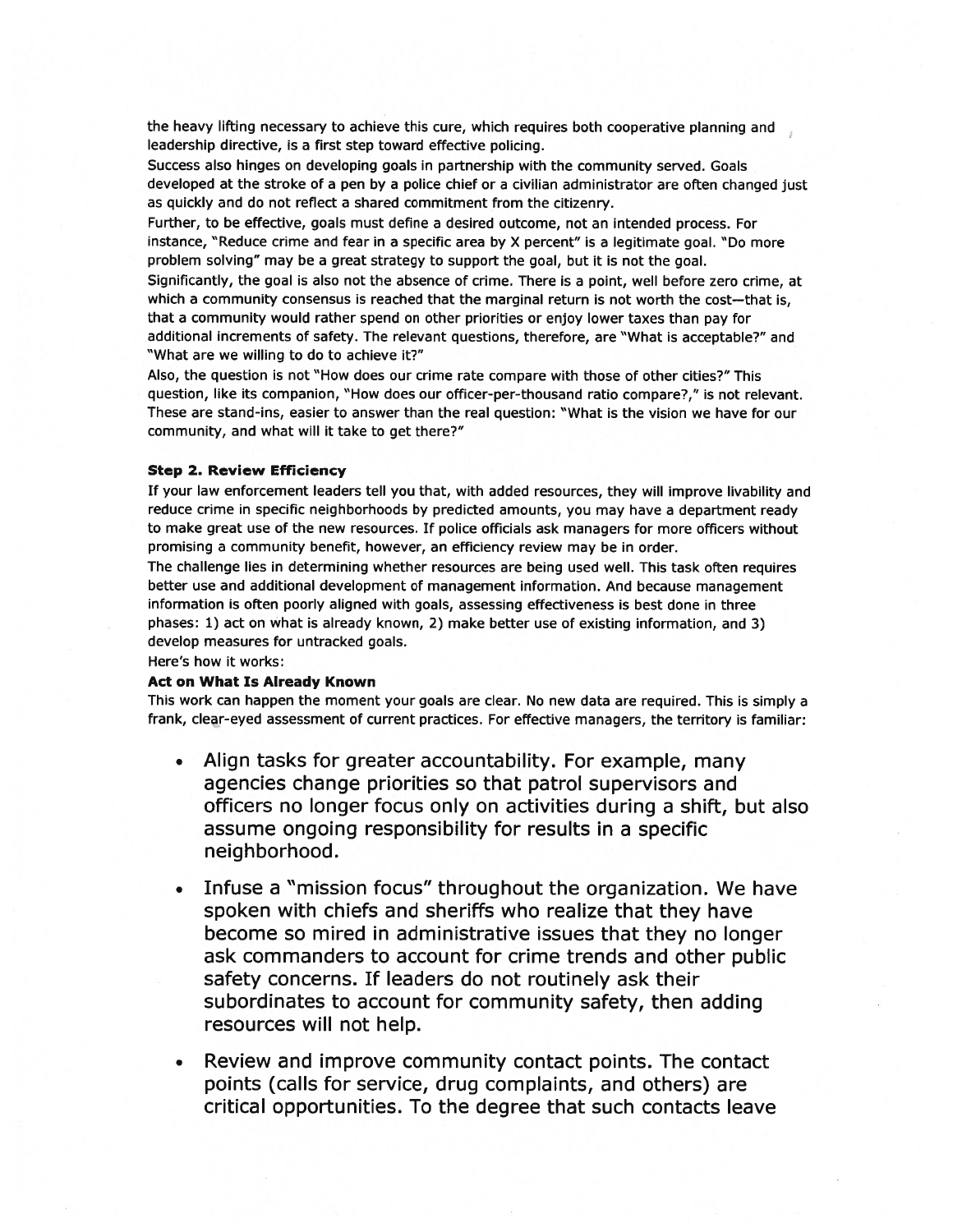the heavy lifting necessary to achieve this cure, which requires both cooperative planning and leadership directive, is a first step toward effective policing.

Success also hinges on developing goals in partnership with the community served. Goals developed at the stroke of a pen by a police chief or a civilian administrator are often changed just as quickly and do not reflect a shared commitment from the citizenry.

Further, to be effective, goals must define a desired outcome, not an intended process. For instance, "Reduce crime and fear in a specific area by X percent" is a legitimate goal. "Do more problem solving" may be a great strategy to support the goal, but it is not the goal.

Significantly, the goal is also not the absence of crime. There is a point, well before zero crime, at which a community consensus is reached that the marginal return is not worth the cost—that is, that a community would rather spend on other priorities or enjoy lower taxes than pay for additional increments of safety. The relevant questions, therefore, are "What is acceptable?" and "What are we willing to do to achieve it?"

Also, the question is not "How does our crime rate compare with those of other cities?" This question, like its companion, "How does our officer-per-thousand ratio compare?," is not relevant. These are stand-ins, easier to answer than the real question: "What is the vision we have for our community, and what will it take to get there?"

### Step 2. Review Efficiency

If your law enforcement leaders tell you that, with added resources, they will improve livability and reduce crime in specific neighborhoods by predicted amounts, you may have a department ready to make great use of the new resources. If police officials ask managers for more officers without promising a community benefit, however, an efficiency review may be in order.

The challenge lies in determining whether resources are being used well. This task often requires better use and additional development of management information. And because management information is often poorly aligned with goals, assessing effectiveness is best done in three phases: 1) act on what is already known, 2) make better use of existing information, and 3) develop measures for untracked goals.

Here's how it works:

#### Act on What Is Already Known

This work can happen the moment your goals are clear. No new data are required. This is simply a frank, clear-eyed assessment of current practices. For effective managers, the territory is familiar:

- Align tasks for greater accountability. For example, many agencies change priorities so that patrol supervisors and officers no longer focus only on activities during a shift, but also assume ongoing responsibility for results in a specific neighborhood.
- Infuse a "mission focus" throughout the organization. We have spoken with chiefs and sheriffs who realize that they have become so mired in administrative issues that they no longer ask commanders to account for crime trends and other public safety concerns. If leaders do not routinely ask their subordinates to account for community safety, then adding resources will not help.
- Review and improve community contact points. The contact points (calls for service, drug complaints, and others) are critical opportunities. To the degree that such contacts leave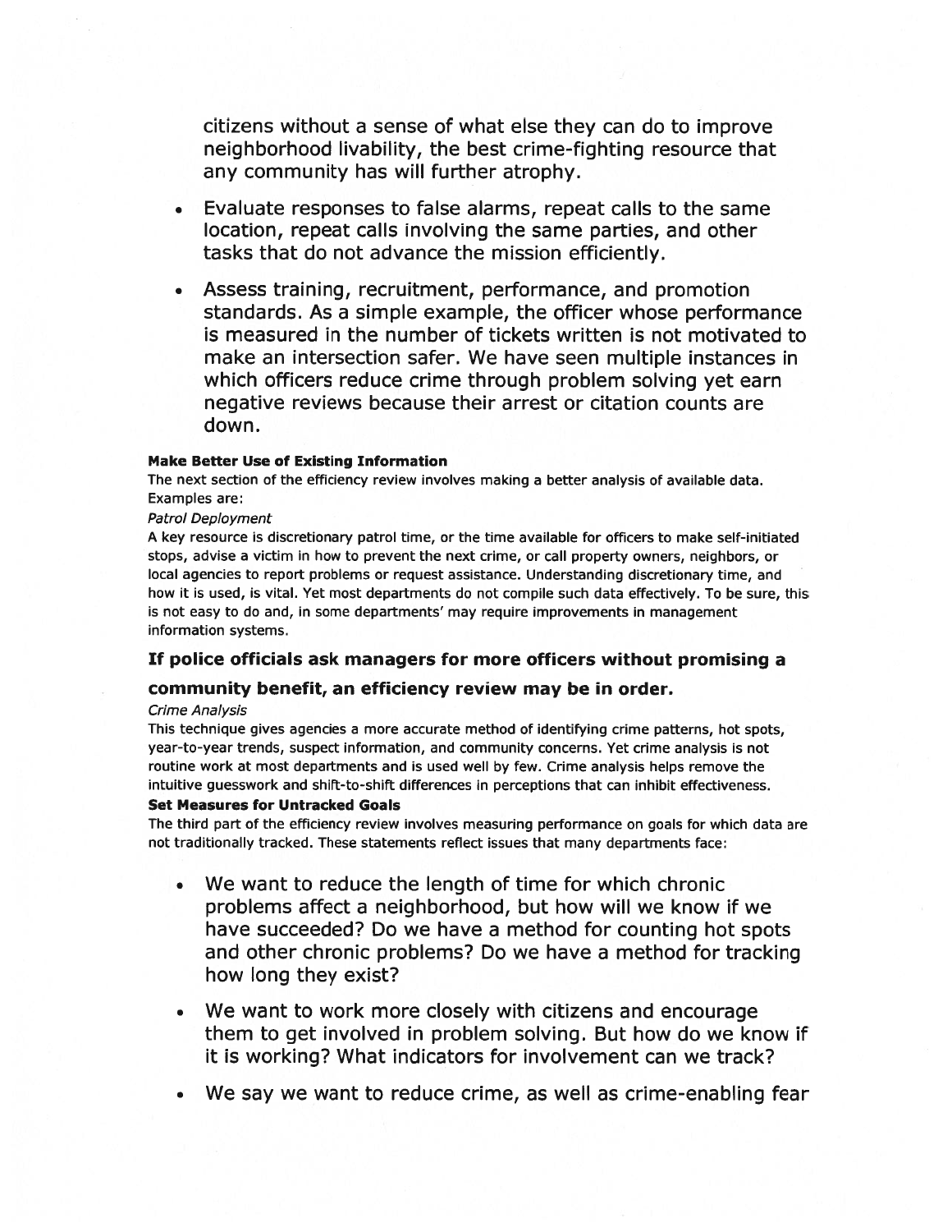citizens without a sense of what else they can do to improve neighborhood livability, the best crime-fighting resource that any community has will further atrophy.

- Evaluate responses to false alarms, repeat calls to the same location, repeat calls involving the same parties, and other tasks that do not advance the mission efficiently.
- Assess training, recruitment, performance, and promotion standards. As a simple example, the officer whose performance is measured in the number of tickets written is not motivated to make an intersection safer. We have seen multiple instances in which officers reduce crime through problem solving yet earn negative reviews because their arrest or citation counts are down.

**Make Better Use of Existing Information**

The next section of the efficiency review involves making a better analysis of available data. Examples are:

*Patrol Deployment*

A key resource is discretionary patrol time, or the time available for officers to make self-initiated stops, advise a victim in how to prevent the next crime, or call property owners, neighbors, or local agencies to report problems or request assistance. Understanding discretionary time, and how it is used, is vital. Yet most departments do not compile such data effectively. To be sure, this is not easy to do and, in some departments' may require improvements in management information systems.

**If police officials ask managers for more officers without promising a community benefit, an efficiency review may be in order.**

*Crime Analysis*

This technique gives agencies a more accurate method of identifying crime patterns, hot spots, year-to-year trends, suspect information, and community concerns. Yet crime analysis is not routine work at most departments and is used well by few. Crime analysis helps remove the intuitive guesswork and shift-to-shift differences in perceptions that can inhibit effectiveness.

**Set Measures for Untracked Goals**

The third part of the efficiency review involves measuring performance on goals for which data are not traditionally tracked. These statements reflect issues that many departments face:

- We want to reduce the length of time for which chronic problems affect a neighborhood, but how will we know if we have succeeded? Do we have a method for counting hot spots and other chronic problems? Do we have a method for tracking how long they exist?
- We want to work more closely with citizens and encourage them to get involved in problem solving. But how do we know if it is working? What indicators for involvement can we track?
- We say we want to reduce crime, as well as crime-enabling fear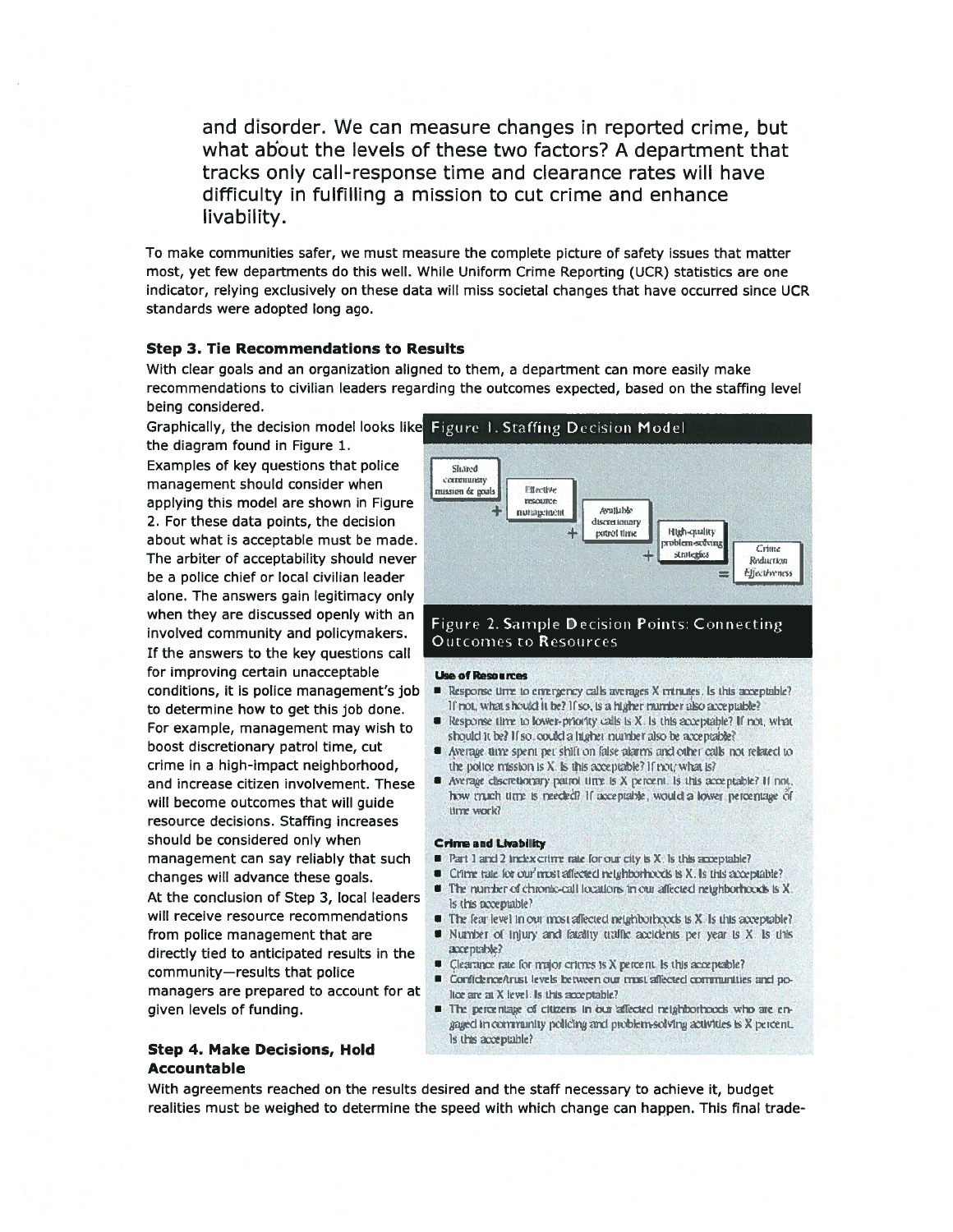and disorder. We can measure changes in reported crime, but what about the levels of these two factors? A department that tracks only call-response time and clearance rates will have difficulty in fulfilling a mission to cut crime and enhance livability.

To make communities safer, we must measure the complete picture of safety issues that matter most, yet few departments do this well. While Uniform Crime Reporting (UCR) statistics are one indicator, relying exclusively on these data will miss societal changes that have occurred since UCR standards were adopted long ago.

### Step 3. Tie Recommendations to Results

With clear goals and an organization aligned to them, a department can more easily make recommendations to civilian leaders regarding the outcomes expected, based on the staffing level being considered.

Graphically, the decision model looks like the diagram found in Figure 1.

Examples of key questions that police management should consider when applying this model are shown in Figure 2. For these data points, the decision about what is acceptable must be made. The arbiter of acceptability should never be a police chief or local civilian leader alone. The answers gain legitimacy only when they are discussed openly with an involved community and policymakers.

If the answers to the key questions call for improving certain unacceptable conditions, it is police management's job to determine how to get this job done. For example, management may wish to boost discretionary patrol time, cut crime in a high-impact neighborhood, and increase citizen involvement. These will become outcomes that will guide resource decisions. Staffing increases should be considered only when management can say reliably that such changes will advance these goals.

At the conclusion of Step 3, local leaders will receive resource recommendations from police management that are directly tied to anticipated results in the community—results that police managers are prepared to account for at given levels of funding.

**Figure 1. Staffing Decision Model**

Shared community mission & goals + Effective resource management + Available discretionary patrol time + High-quality problem-solving strategies = *Crime Reduction Effectiveness*

**Figure 2. Sample Decision Points: Connecting Outcomes to Resources**

**Use of Resources**

- Response time to emergency calls averages X minutes. Is this acceptable? If not, what should it be? If so, is a higher number also acceptable?
- Response time to lower-priority calls is X. Is this acceptable? If not, what should it be? If so, could a higher number also be acceptable?
- Average time spent per shift on false alarms and other calls not related to the police mission is X. Is this acceptable? If not, what is?
- Average discretionary patrol time is X percent. Is this acceptable? If not, how much time is needed? If acceptable, would a lower percentage of time work?

**Crime and Livability**

- Part 1 and 2 index crime rate for our city is X. Is this acceptable?
- Crime rate for our most affected neighborhoods is X. Is this acceptable?
- The number of chronic-call locations in our affected neighborhoods is X. Is this acceptable?
- The fear level in our most affected neighborhoods is X. Is this acceptable?
- Number of injury and fatality traffic accidents per year is X. Is this acceptable?
- Clearance rate for major crimes is X percent. Is this acceptable?
- Confidence/trust levels between our most affected communities and police are at X level. Is this acceptable?
- The percentage of citizens in our affected neighborhoods who are engaged in community policing and problem-solving activities is X percent. Is this acceptable?

### Step 4. Make Decisions, Hold Accountable

With agreements reached on the results desired and the staff necessary to achieve it, budget realities must be weighed to determine the speed with which change can happen. This final trade-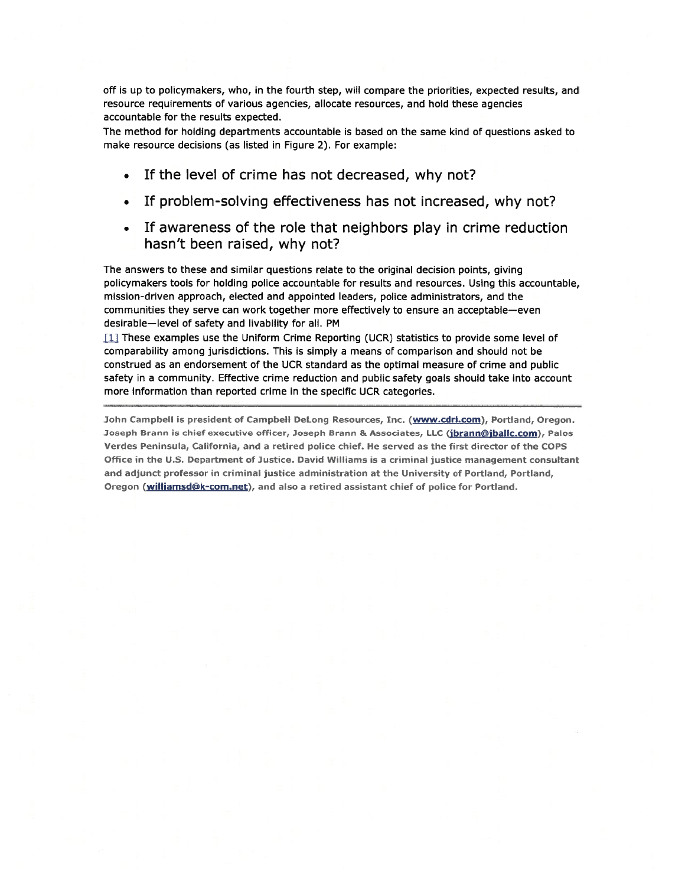off is up to policymakers, who, in the fourth step, will compare the priorities, expected results, and resource requirements of various agencies, allocate resources, and hold these agencies accountable for the results expected.

The method for holding departments accountable is based on the same kind of questions asked to make resource decisions (as listed in Figure 2). For example:

- If the level of crime has not decreased, why not?
- If problem-solving effectiveness has not increased, why not?
- If awareness of the role that neighbors play in crime reduction hasn't been raised, why not?

The answers to these and similar questions relate to the original decision points, giving policymakers tools for holding police accountable for results and resources. Using this accountable, mission-driven approach, elected and appointed leaders, police administrators, and the communities they serve can work together more effectively to ensure an acceptable—even desirable—level of safety and livability for all. PM

[1] These examples use the Uniform Crime Reporting (UCR) statistics to provide some level of comparability among jurisdictions. This is simply a means of comparison and should not be construed as an endorsement of the UCR standard as the optimal measure of crime and public safety in a community. Effective crime reduction and public safety goals should take into account more information than reported crime in the specific UCR categories.

---

**John Campbell is president of Campbell DeLong Resources, Inc. (www.cdri.com), Portland, Oregon. Joseph Brann is chief executive officer, Joseph Brann & Associates, LLC (jbrann@jballc.com), Palos Verdes Peninsula, California, and a retired police chief. He served as the first director of the COPS Office in the U.S. Department of Justice. David Williams is a criminal justice management consultant and adjunct professor in criminal justice administration at the University of Portland, Portland, Oregon (williamsd@k-com.net), and also a retired assistant chief of police for Portland.**